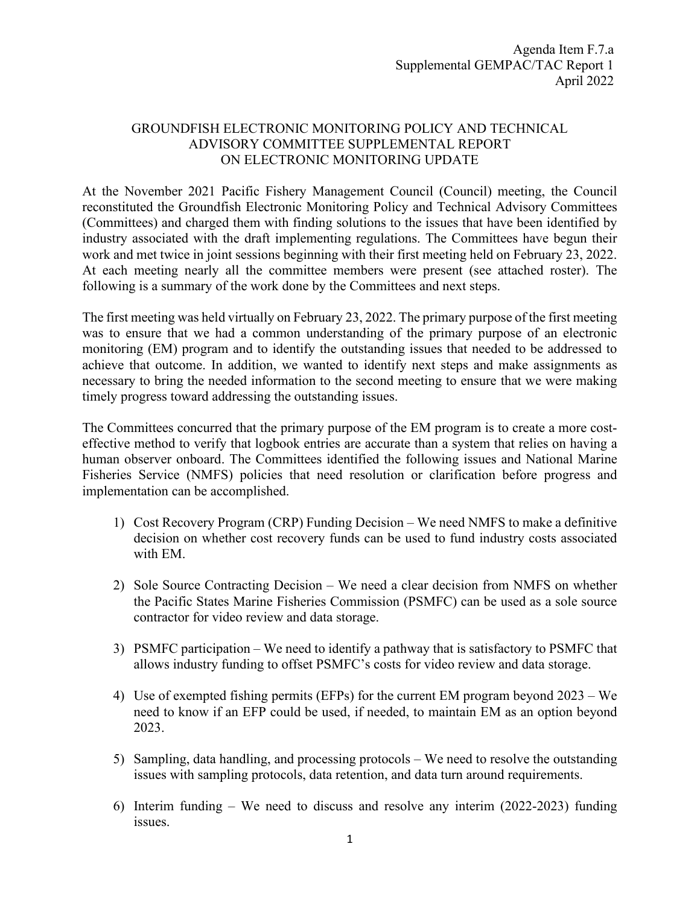Agenda Item F.7.a
Supplemental GEMPAC/TAC Report 1
April 2022

# GROUNDFISH ELECTRONIC MONITORING POLICY AND TECHNICAL ADVISORY COMMITTEE SUPPLEMENTAL REPORT ON ELECTRONIC MONITORING UPDATE

At the November 2021 Pacific Fishery Management Council (Council) meeting, the Council reconstituted the Groundfish Electronic Monitoring Policy and Technical Advisory Committees (Committees) and charged them with finding solutions to the issues that have been identified by industry associated with the draft implementing regulations. The Committees have begun their work and met twice in joint sessions beginning with their first meeting held on February 23, 2022. At each meeting nearly all the committee members were present (see attached roster). The following is a summary of the work done by the Committees and next steps.

The first meeting was held virtually on February 23, 2022. The primary purpose of the first meeting was to ensure that we had a common understanding of the primary purpose of an electronic monitoring (EM) program and to identify the outstanding issues that needed to be addressed to achieve that outcome. In addition, we wanted to identify next steps and make assignments as necessary to bring the needed information to the second meeting to ensure that we were making timely progress toward addressing the outstanding issues.

The Committees concurred that the primary purpose of the EM program is to create a more cost-effective method to verify that logbook entries are accurate than a system that relies on having a human observer onboard. The Committees identified the following issues and National Marine Fisheries Service (NMFS) policies that need resolution or clarification before progress and implementation can be accomplished.

1) Cost Recovery Program (CRP) Funding Decision – We need NMFS to make a definitive decision on whether cost recovery funds can be used to fund industry costs associated with EM.
2) Sole Source Contracting Decision – We need a clear decision from NMFS on whether the Pacific States Marine Fisheries Commission (PSMFC) can be used as a sole source contractor for video review and data storage.
3) PSMFC participation – We need to identify a pathway that is satisfactory to PSMFC that allows industry funding to offset PSMFC's costs for video review and data storage.
4) Use of exempted fishing permits (EFPs) for the current EM program beyond 2023 – We need to know if an EFP could be used, if needed, to maintain EM as an option beyond 2023.
5) Sampling, data handling, and processing protocols – We need to resolve the outstanding issues with sampling protocols, data retention, and data turn around requirements.
6) Interim funding – We need to discuss and resolve any interim (2022-2023) funding issues.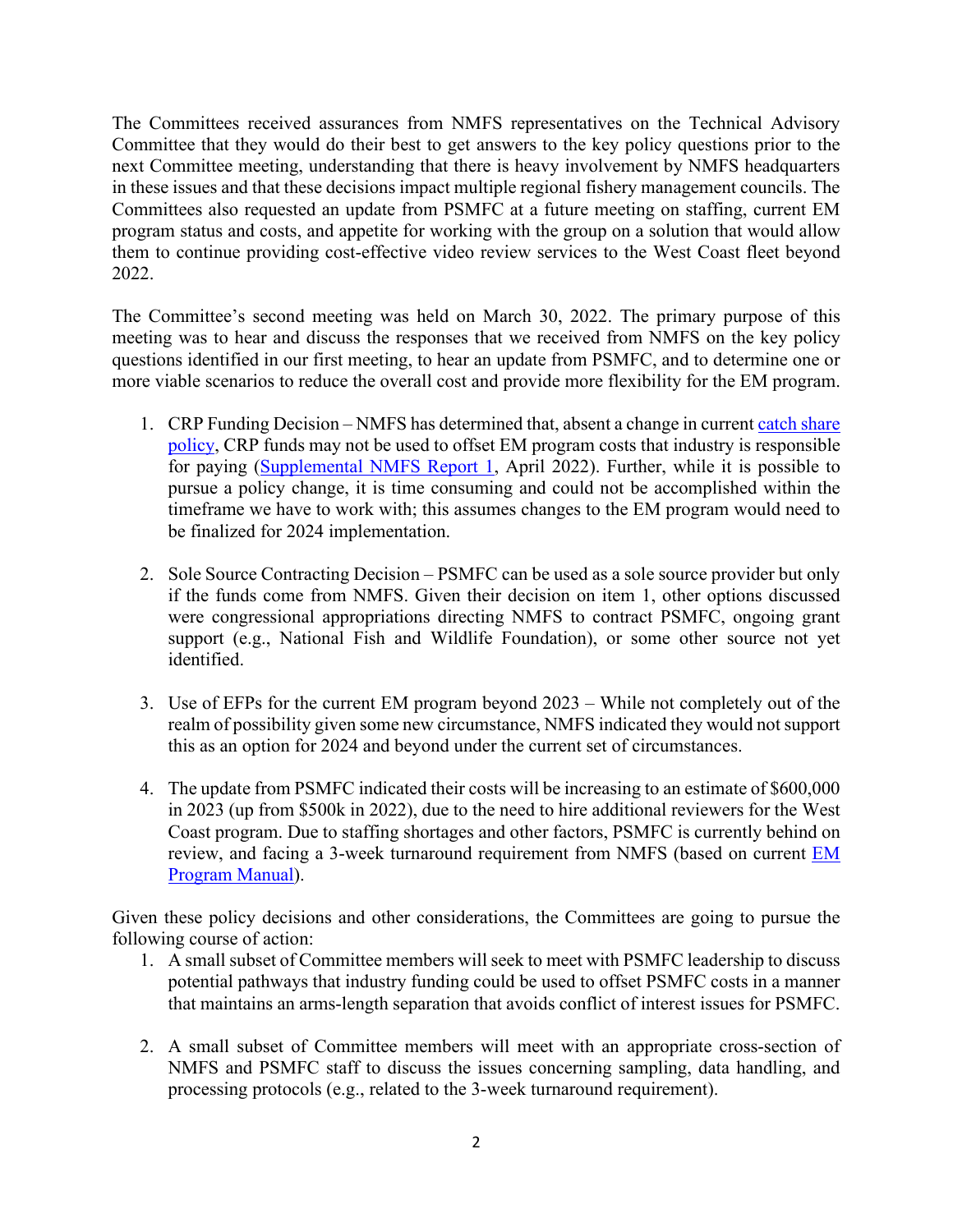The Committees received assurances from NMFS representatives on the Technical Advisory Committee that they would do their best to get answers to the key policy questions prior to the next Committee meeting, understanding that there is heavy involvement by NMFS headquarters in these issues and that these decisions impact multiple regional fishery management councils. The Committees also requested an update from PSMFC at a future meeting on staffing, current EM program status and costs, and appetite for working with the group on a solution that would allow them to continue providing cost-effective video review services to the West Coast fleet beyond 2022.

The Committee's second meeting was held on March 30, 2022. The primary purpose of this meeting was to hear and discuss the responses that we received from NMFS on the key policy questions identified in our first meeting, to hear an update from PSMFC, and to determine one or more viable scenarios to reduce the overall cost and provide more flexibility for the EM program.

1. CRP Funding Decision – NMFS has determined that, absent a change in current catch share policy, CRP funds may not be used to offset EM program costs that industry is responsible for paying (Supplemental NMFS Report 1, April 2022). Further, while it is possible to pursue a policy change, it is time consuming and could not be accomplished within the timeframe we have to work with; this assumes changes to the EM program would need to be finalized for 2024 implementation.

2. Sole Source Contracting Decision – PSMFC can be used as a sole source provider but only if the funds come from NMFS. Given their decision on item 1, other options discussed were congressional appropriations directing NMFS to contract PSMFC, ongoing grant support (e.g., National Fish and Wildlife Foundation), or some other source not yet identified.

3. Use of EFPs for the current EM program beyond 2023 – While not completely out of the realm of possibility given some new circumstance, NMFS indicated they would not support this as an option for 2024 and beyond under the current set of circumstances.

4. The update from PSMFC indicated their costs will be increasing to an estimate of $600,000 in 2023 (up from $500k in 2022), due to the need to hire additional reviewers for the West Coast program. Due to staffing shortages and other factors, PSMFC is currently behind on review, and facing a 3-week turnaround requirement from NMFS (based on current EM Program Manual).

Given these policy decisions and other considerations, the Committees are going to pursue the following course of action:

1. A small subset of Committee members will seek to meet with PSMFC leadership to discuss potential pathways that industry funding could be used to offset PSMFC costs in a manner that maintains an arms-length separation that avoids conflict of interest issues for PSMFC.

2. A small subset of Committee members will meet with an appropriate cross-section of NMFS and PSMFC staff to discuss the issues concerning sampling, data handling, and processing protocols (e.g., related to the 3-week turnaround requirement).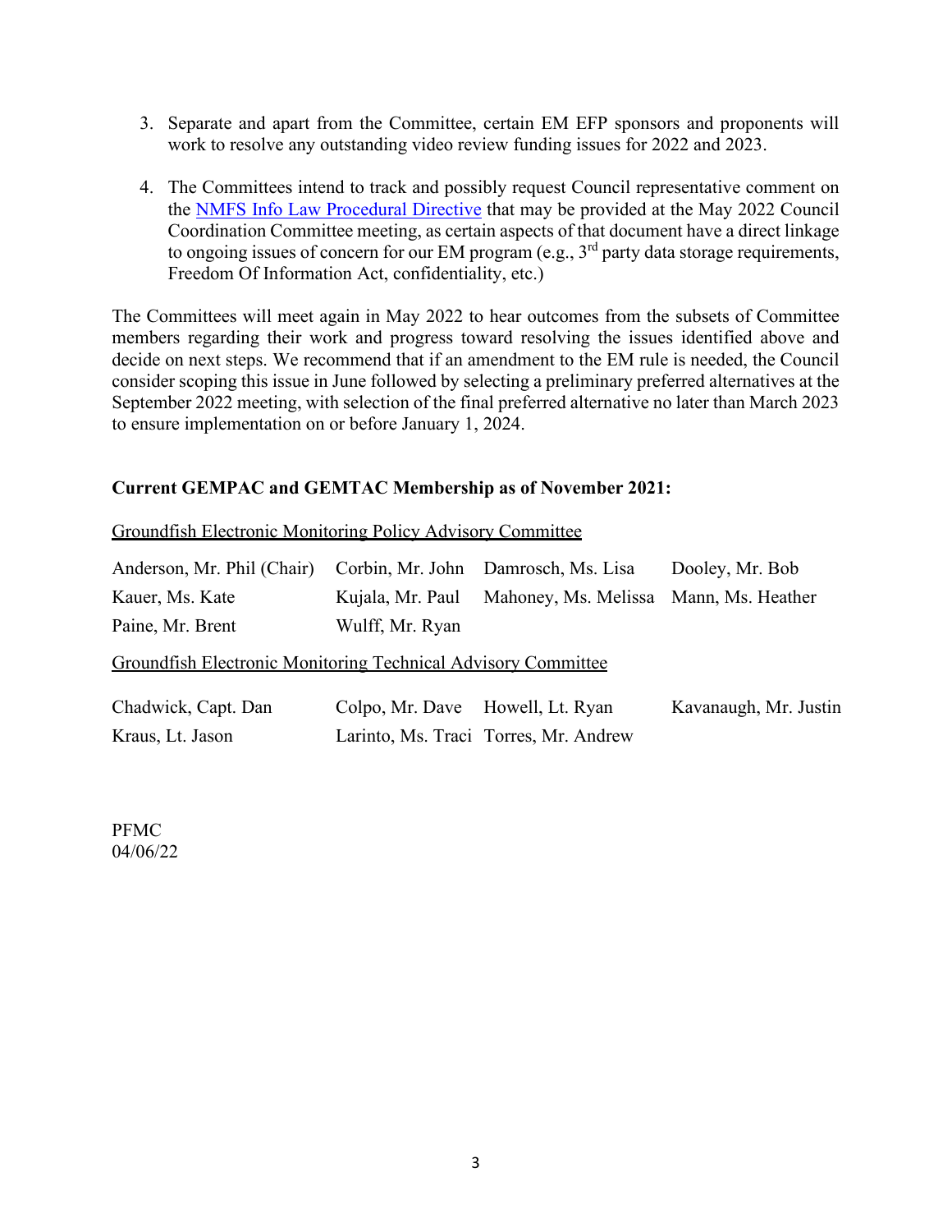3. Separate and apart from the Committee, certain EM EFP sponsors and proponents will work to resolve any outstanding video review funding issues for 2022 and 2023.

4. The Committees intend to track and possibly request Council representative comment on the NMFS Info Law Procedural Directive that may be provided at the May 2022 Council Coordination Committee meeting, as certain aspects of that document have a direct linkage to ongoing issues of concern for our EM program (e.g., 3rd party data storage requirements, Freedom Of Information Act, confidentiality, etc.)

The Committees will meet again in May 2022 to hear outcomes from the subsets of Committee members regarding their work and progress toward resolving the issues identified above and decide on next steps. We recommend that if an amendment to the EM rule is needed, the Council consider scoping this issue in June followed by selecting a preliminary preferred alternatives at the September 2022 meeting, with selection of the final preferred alternative no later than March 2023 to ensure implementation on or before January 1, 2024.

**Current GEMPAC and GEMTAC Membership as of November 2021:**

Groundfish Electronic Monitoring Policy Advisory Committee

| | | | |
|---|---|---|---|
| Anderson, Mr. Phil (Chair) | Corbin, Mr. John | Damrosch, Ms. Lisa | Dooley, Mr. Bob |
| Kauer, Ms. Kate | Kujala, Mr. Paul | Mahoney, Ms. Melissa | Mann, Ms. Heather |
| Paine, Mr. Brent | Wulff, Mr. Ryan | | |

Groundfish Electronic Monitoring Technical Advisory Committee

| | | | |
|---|---|---|---|
| Chadwick, Capt. Dan | Colpo, Mr. Dave | Howell, Lt. Ryan | Kavanaugh, Mr. Justin |
| Kraus, Lt. Jason | Larinto, Ms. Traci | Torres, Mr. Andrew | |

PFMC
04/06/22